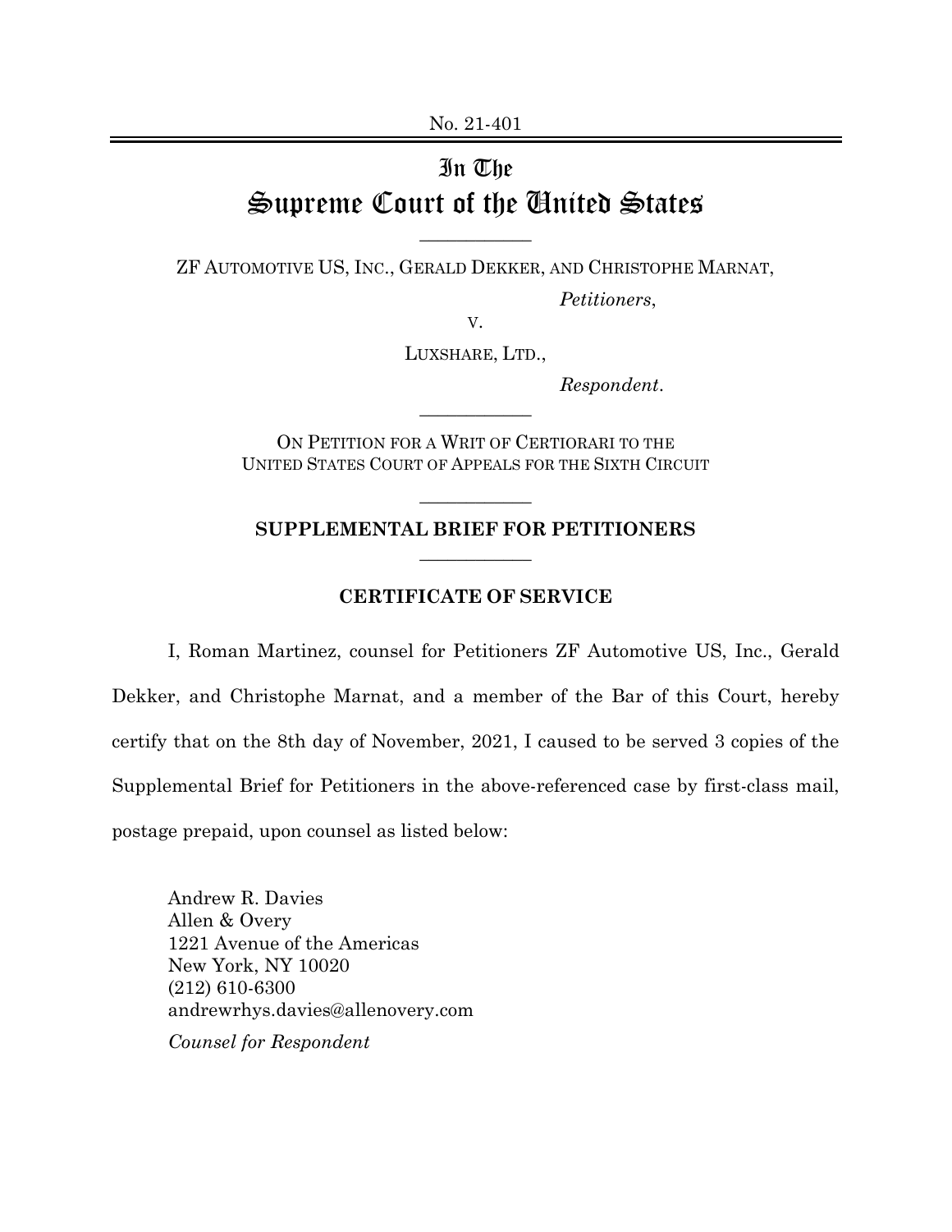No. 21-401

# In The Supreme Court of the United States

ZF AUTOMOTIVE US, INC., GERALD DEKKER, AND CHRISTOPHE MARNAT,

*Petitioners*,

V.

LUXSHARE, LTD.,

*Respondent*.

ON PETITION FOR A WRIT OF CERTIORARI TO THE UNITED STATES COURT OF APPEALS FOR THE SIXTH CIRCUIT

**SUPPLEMENTAL BRIEF FOR PETITIONERS**

## CERTIFICATE OF SERVICE

I, Roman Martinez, counsel for Petitioners ZF Automotive US, Inc., Gerald Dekker, and Christophe Marnat, and a member of the Bar of this Court, hereby certify that on the 8th day of November, 2021, I caused to be served 3 copies of the Supplemental Brief for Petitioners in the above-referenced case by first-class mail, postage prepaid, upon counsel as listed below:

Andrew R. Davies
Allen & Overy
1221 Avenue of the Americas
New York, NY 10020
(212) 610-6300
andrewrhys.davies@allenovery.com

*Counsel for Respondent*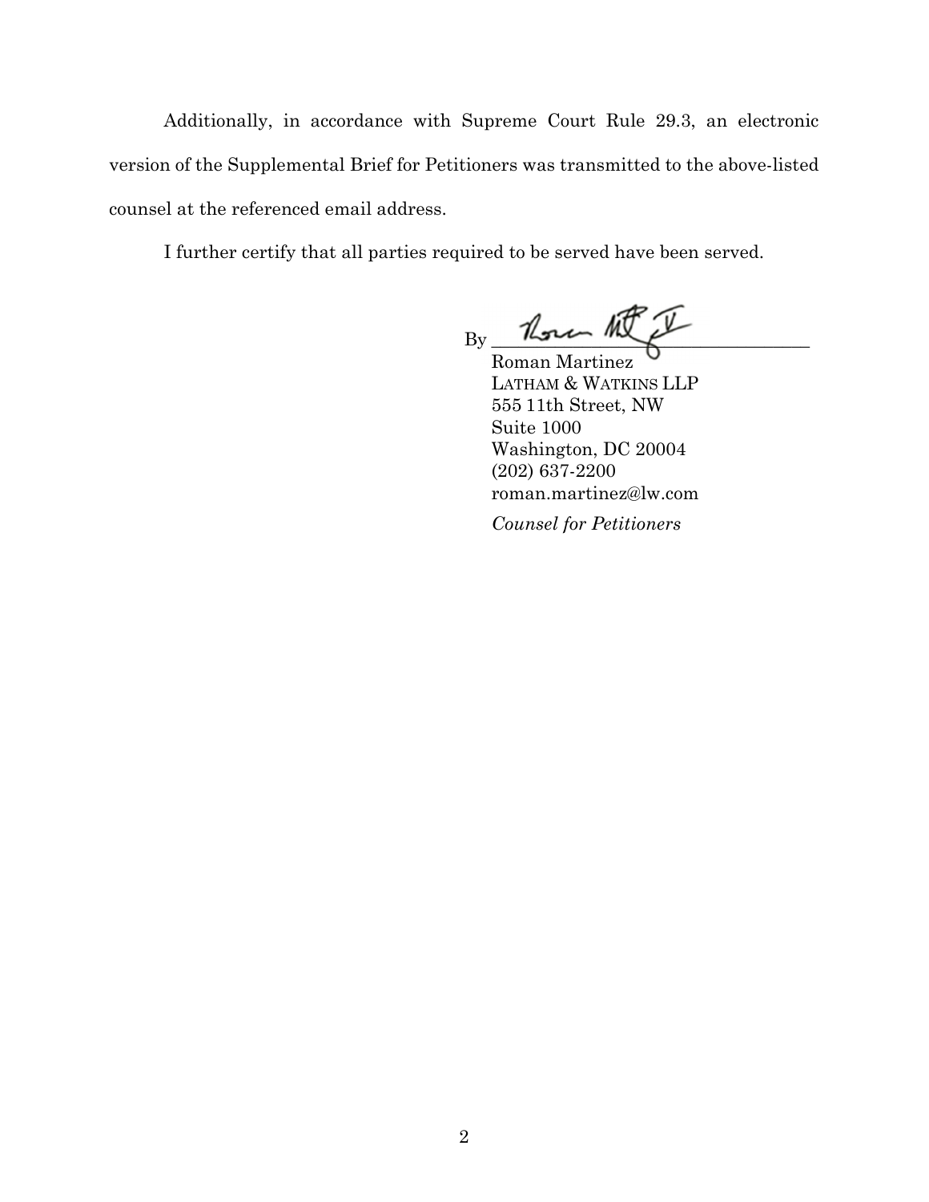Additionally, in accordance with Supreme Court Rule 29.3, an electronic version of the Supplemental Brief for Petitioners was transmitted to the above-listed counsel at the referenced email address.

I further certify that all parties required to be served have been served.

By ___________________________________

Roman Martinez
LATHAM & WATKINS LLP
555 11th Street, NW
Suite 1000
Washington, DC 20004
(202) 637-2200
roman.martinez@lw.com

*Counsel for Petitioners*